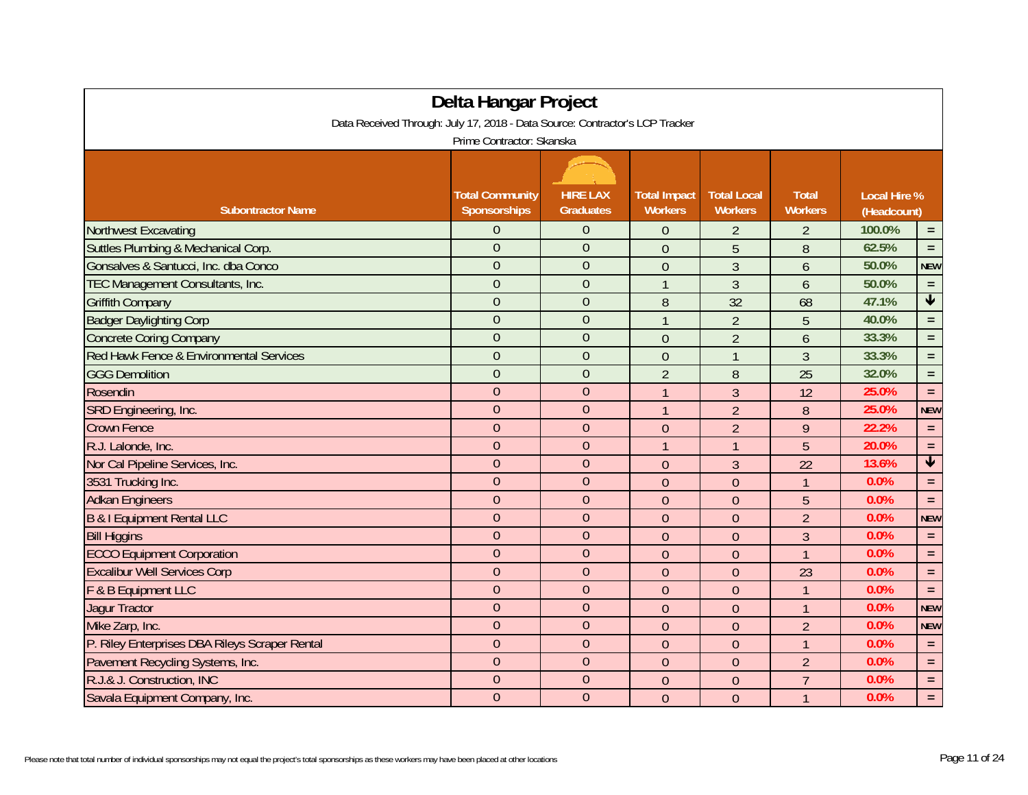# Delta Hangar Project

Data Received Through: July 17, 2018 - Data Source: Contractor's LCP Tracker

Prime Contractor: Skanska

| Subontractor Name | Total Community Sponsorships | HIRE LAX Graduates | Total Impact Workers | Total Local Workers | Total Workers | Local Hire % (Headcount) | |
|---|---|---|---|---|---|---|---|
| Northwest Excavating | 0 | 0 | 0 | 2 | 2 | 100.0% | = |
| Suttles Plumbing & Mechanical Corp. | 0 | 0 | 0 | 5 | 8 | 62.5% | = |
| Gonsalves & Santucci, Inc. dba Conco | 0 | 0 | 0 | 3 | 6 | 50.0% | NEW |
| TEC Management Consultants, Inc. | 0 | 0 | 1 | 3 | 6 | 50.0% | = |
| Griffith Company | 0 | 0 | 8 | 32 | 68 | 47.1% | ↓ |
| Badger Daylighting Corp | 0 | 0 | 1 | 2 | 5 | 40.0% | = |
| Concrete Coring Company | 0 | 0 | 0 | 2 | 6 | 33.3% | = |
| Red Hawk Fence & Environmental Services | 0 | 0 | 0 | 1 | 3 | 33.3% | = |
| GGG Demolition | 0 | 0 | 2 | 8 | 25 | 32.0% | = |
| Rosendin | 0 | 0 | 1 | 3 | 12 | 25.0% | = |
| SRD Engineering, Inc. | 0 | 0 | 1 | 2 | 8 | 25.0% | NEW |
| Crown Fence | 0 | 0 | 0 | 2 | 9 | 22.2% | = |
| R.J. Lalonde, Inc. | 0 | 0 | 1 | 1 | 5 | 20.0% | = |
| Nor Cal Pipeline Services, Inc. | 0 | 0 | 0 | 3 | 22 | 13.6% | ↓ |
| 3531 Trucking Inc. | 0 | 0 | 0 | 0 | 1 | 0.0% | = |
| Adkan Engineers | 0 | 0 | 0 | 0 | 5 | 0.0% | = |
| B & I Equipment Rental LLC | 0 | 0 | 0 | 0 | 2 | 0.0% | NEW |
| Bill Higgins | 0 | 0 | 0 | 0 | 3 | 0.0% | = |
| ECCO Equipment Corporation | 0 | 0 | 0 | 0 | 1 | 0.0% | = |
| Excalibur Well Services Corp | 0 | 0 | 0 | 0 | 23 | 0.0% | = |
| F & B Equipment LLC | 0 | 0 | 0 | 0 | 1 | 0.0% | = |
| Jagur Tractor | 0 | 0 | 0 | 0 | 1 | 0.0% | NEW |
| Mike Zarp, Inc. | 0 | 0 | 0 | 0 | 2 | 0.0% | NEW |
| P. Riley Enterprises DBA Rileys Scraper Rental | 0 | 0 | 0 | 0 | 1 | 0.0% | = |
| Pavement Recycling Systems, Inc. | 0 | 0 | 0 | 0 | 2 | 0.0% | = |
| R.J.& J. Construction, INC | 0 | 0 | 0 | 0 | 7 | 0.0% | = |
| Savala Equipment Company, Inc. | 0 | 0 | 0 | 0 | 1 | 0.0% | = |

Please note that total number of individual sponsorships may not equal the project's total sponsorships as these workers may have been placed at other locations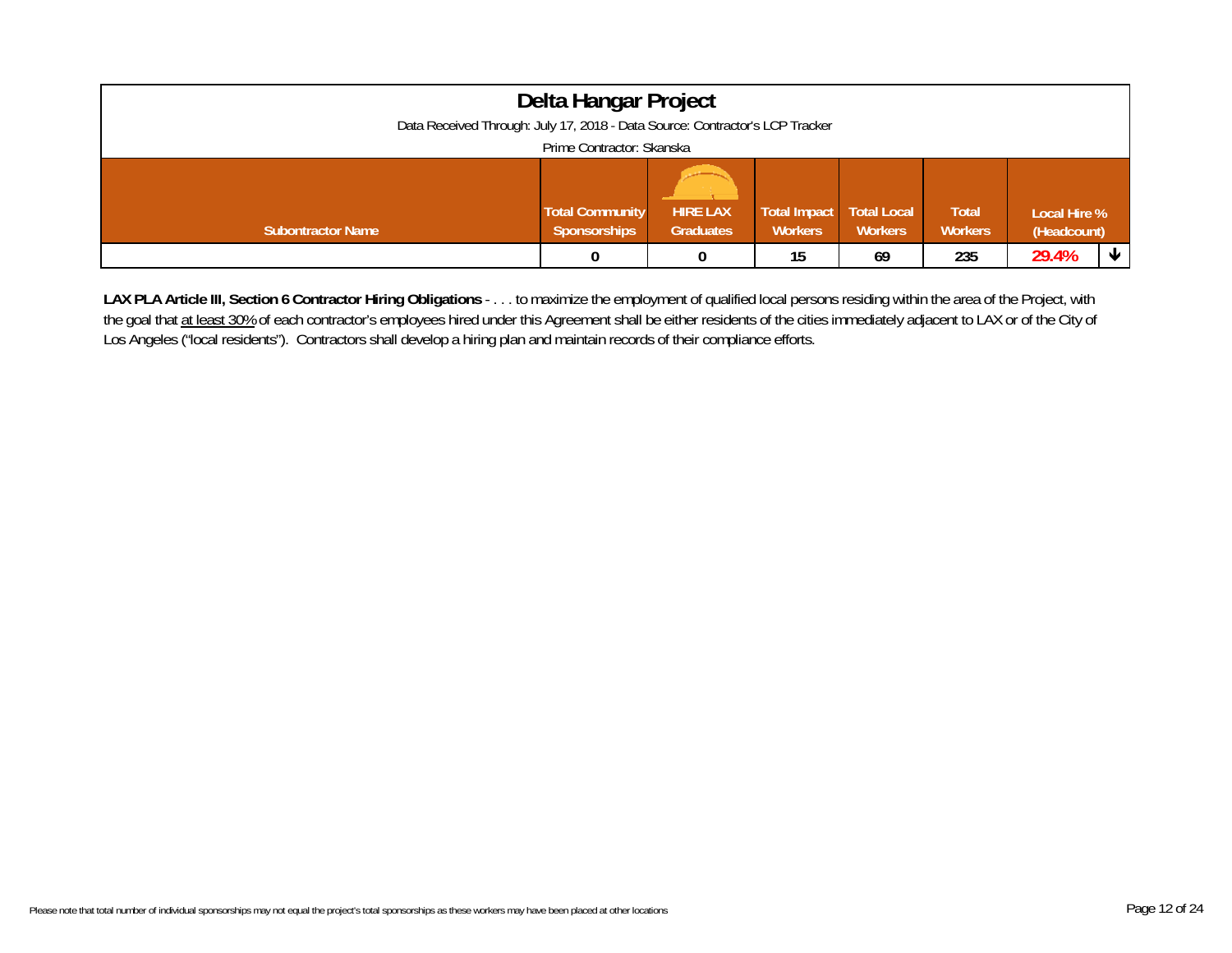# Delta Hangar Project

Data Received Through: July 17, 2018 - Data Source: Contractor's LCP Tracker

Prime Contractor: Skanska

| Subontractor Name | Total Community Sponsorships | HIRE LAX Graduates | Total Impact Workers | Total Local Workers | Total Workers | Local Hire % (Headcount) | |
|---|---|---|---|---|---|---|---|
| | 0 | 0 | 15 | 69 | 235 | 29.4% | ↓ |

**LAX PLA Article III, Section 6 Contractor Hiring Obligations** - . . . to maximize the employment of qualified local persons residing within the area of the Project, with the goal that at least 30% of each contractor's employees hired under this Agreement shall be either residents of the cities immediately adjacent to LAX or of the City of Los Angeles ("local residents"). Contractors shall develop a hiring plan and maintain records of their compliance efforts.

Please note that total number of individual sponsorships may not equal the project's total sponsorships as these workers may have been placed at other locations